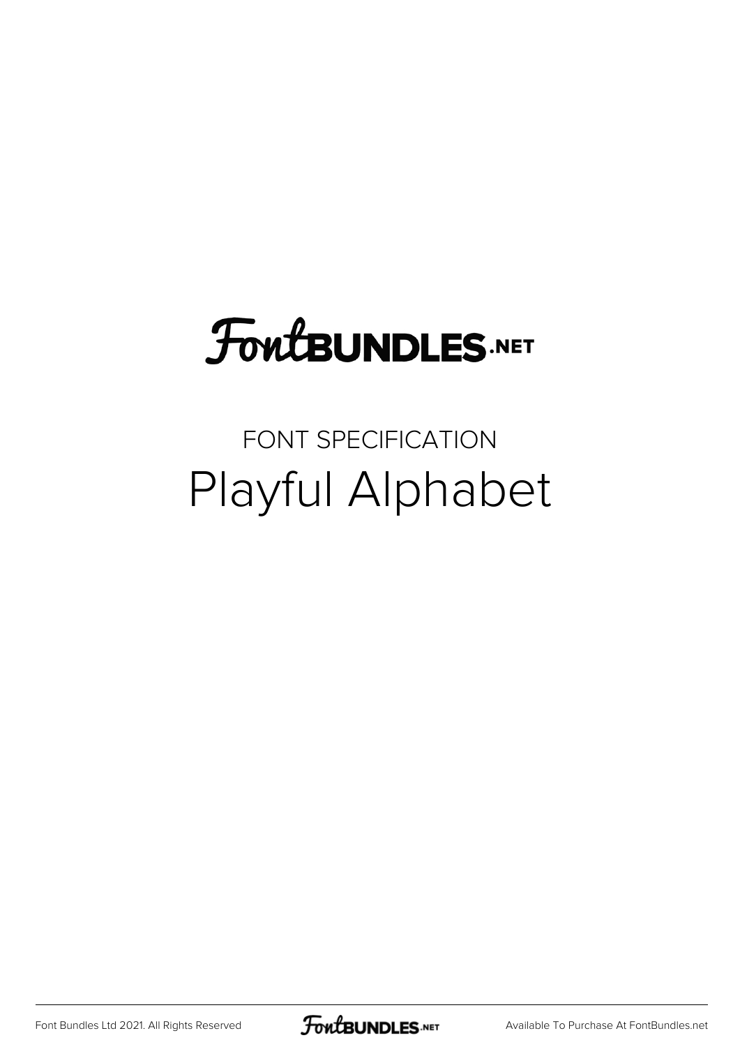FontBUNDLES.NET

FONT SPECIFICATION

# Playful Alphabet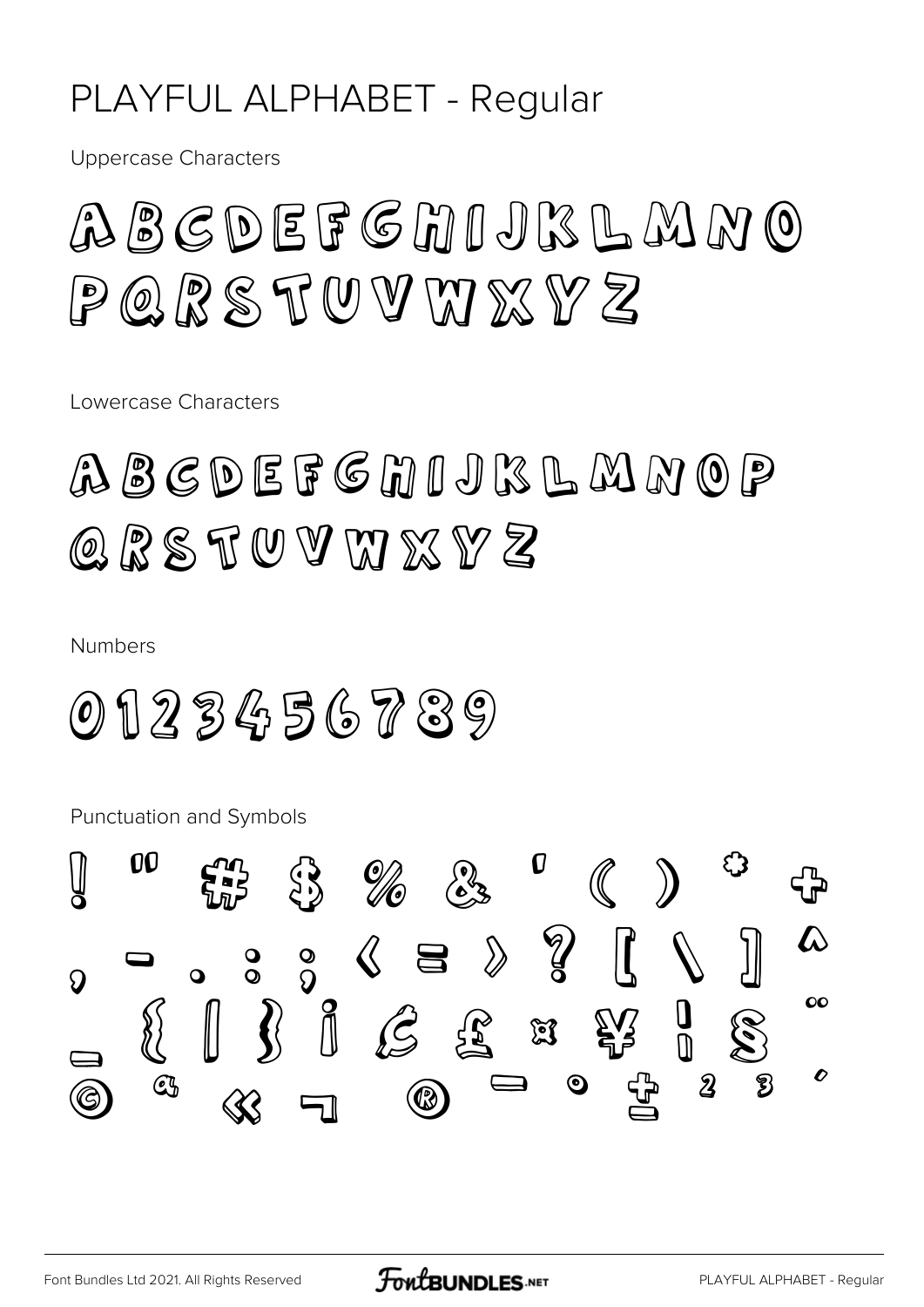# PLAYFUL ALPHABET - Regular

Uppercase Characters

A B C D E F G H I J K L M N O
P Q R S T U V W X Y Z

Lowercase Characters

A B C D E F G H I J K L M N O P
Q R S T U V W X Y Z

Numbers

0 1 2 3 4 5 6 7 8 9

Punctuation and Symbols

! " # $ % & ' ( ) * +
, - . : ; < = > ? [ \ ] ^
_ { | } ¡ ¢ £ ¤ ¥ ¦ § ¨
© ª « ¬ ® ¯ ° ± ² ³ ´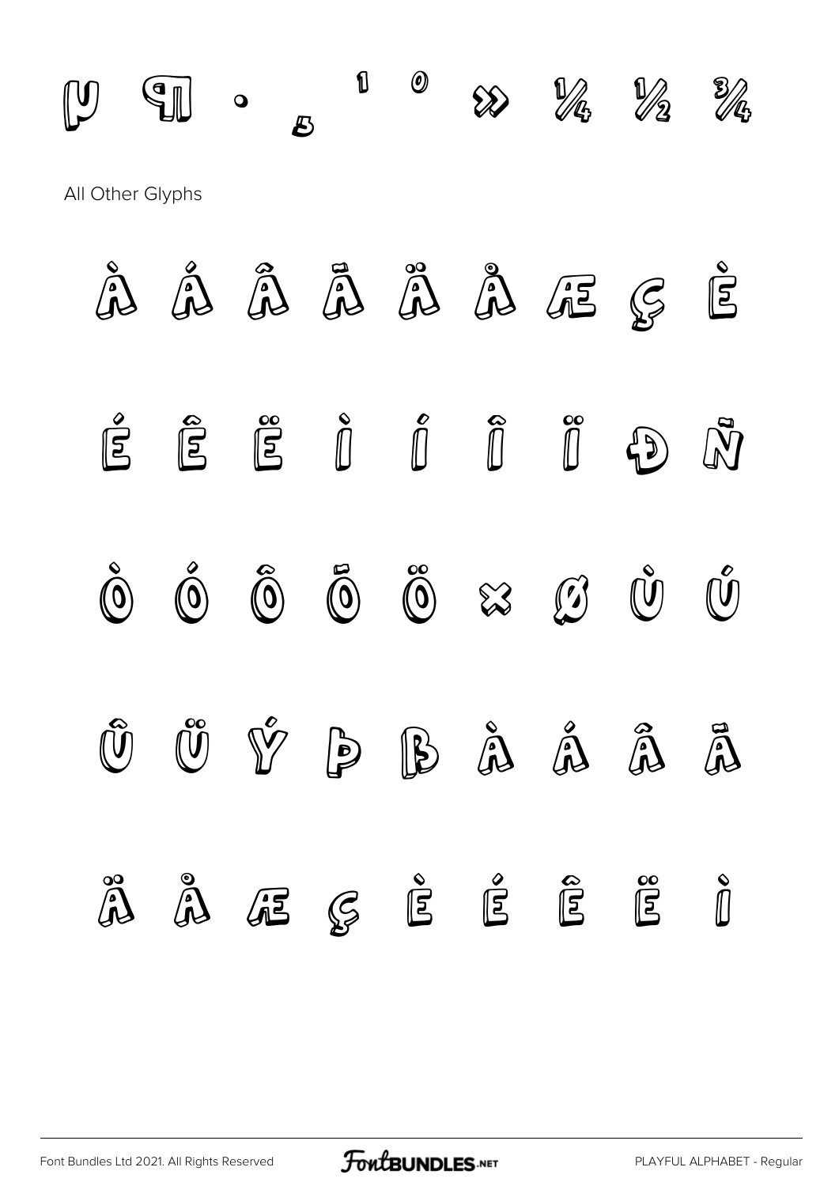µ ¶ · ¸ ¹ º » ¼ ½ ¾

All Other Glyphs

À Á Â Ã Ä Å Æ Ç È

É Ê Ë Ì Í Î Ï Ð Ñ

Ò Ó Ô Õ Ö × Ø Ù Ú

Û Ü Ý Þ ß à á â ã

ä å æ ç è é ê ë ì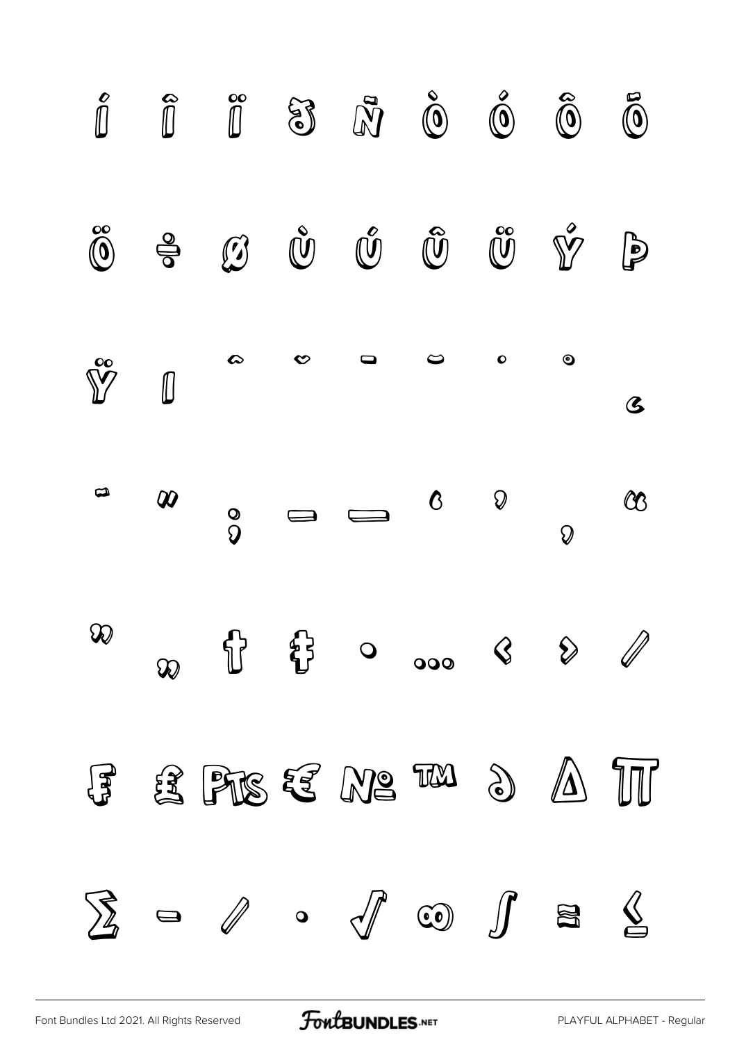Í Î Ï Ð Ñ Ò Ó Ô Õ

Ö ÷ ø Ù Ú Û Ü Ý Þ

Ÿ ı ˆ ˇ ¯ ˘ ˙ ˚ ¸

˝ ˛ ; – — ‘ ’ ‚ “

” „ † ‡ • … ‹ › ⁄

₣ ₤ ₧ € № ™ ∂ ∆ ∏

∑ − ∕ ∙ √ ∞ ∫ ≈ ≤